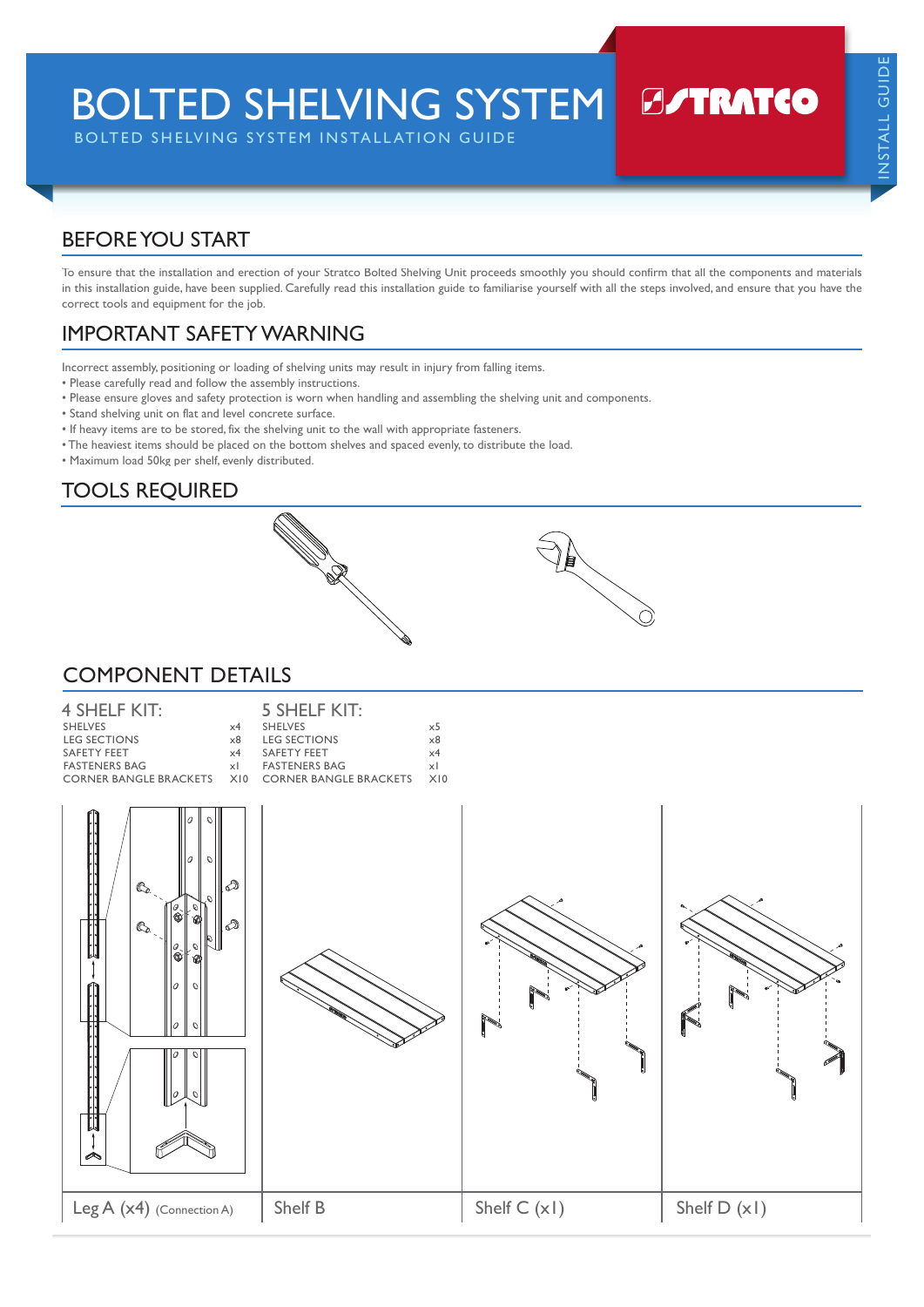# BOLTED SHELVING SYSTEM

BOLTED SHELVING SYSTEM INSTALLATION GUIDE

STRATCO

INSTALL GUIDE

## BEFORE YOU START

To ensure that the installation and erection of your Stratco Bolted Shelving Unit proceeds smoothly you should confirm that all the components and materials in this installation guide, have been supplied. Carefully read this installation guide to familiarise yourself with all the steps involved, and ensure that you have the correct tools and equipment for the job.

## IMPORTANT SAFETY WARNING

Incorrect assembly, positioning or loading of shelving units may result in injury from falling items.

- Please carefully read and follow the assembly instructions.
- Please ensure gloves and safety protection is worn when handling and assembling the shelving unit and components.
- Stand shelving unit on flat and level concrete surface.
- If heavy items are to be stored, fix the shelving unit to the wall with appropriate fasteners.
- The heaviest items should be placed on the bottom shelves and spaced evenly, to distribute the load.
- Maximum load 50kg per shelf, evenly distributed.

## TOOLS REQUIRED

## COMPONENT DETAILS

### 4 SHELF KIT:

| | |
|---|---|
| SHELVES | x4 |
| LEG SECTIONS | x8 |
| SAFETY FEET | x4 |
| FASTENERS BAG | x1 |
| CORNER BANGLE BRACKETS | X10 |

### 5 SHELF KIT:

| | |
|---|---|
| SHELVES | x5 |
| LEG SECTIONS | x8 |
| SAFETY FEET | x4 |
| FASTENERS BAG | x1 |
| CORNER BANGLE BRACKETS | X10 |

Leg A (x4) (Connection A)

Shelf B

Shelf C (x1)

Shelf D (x1)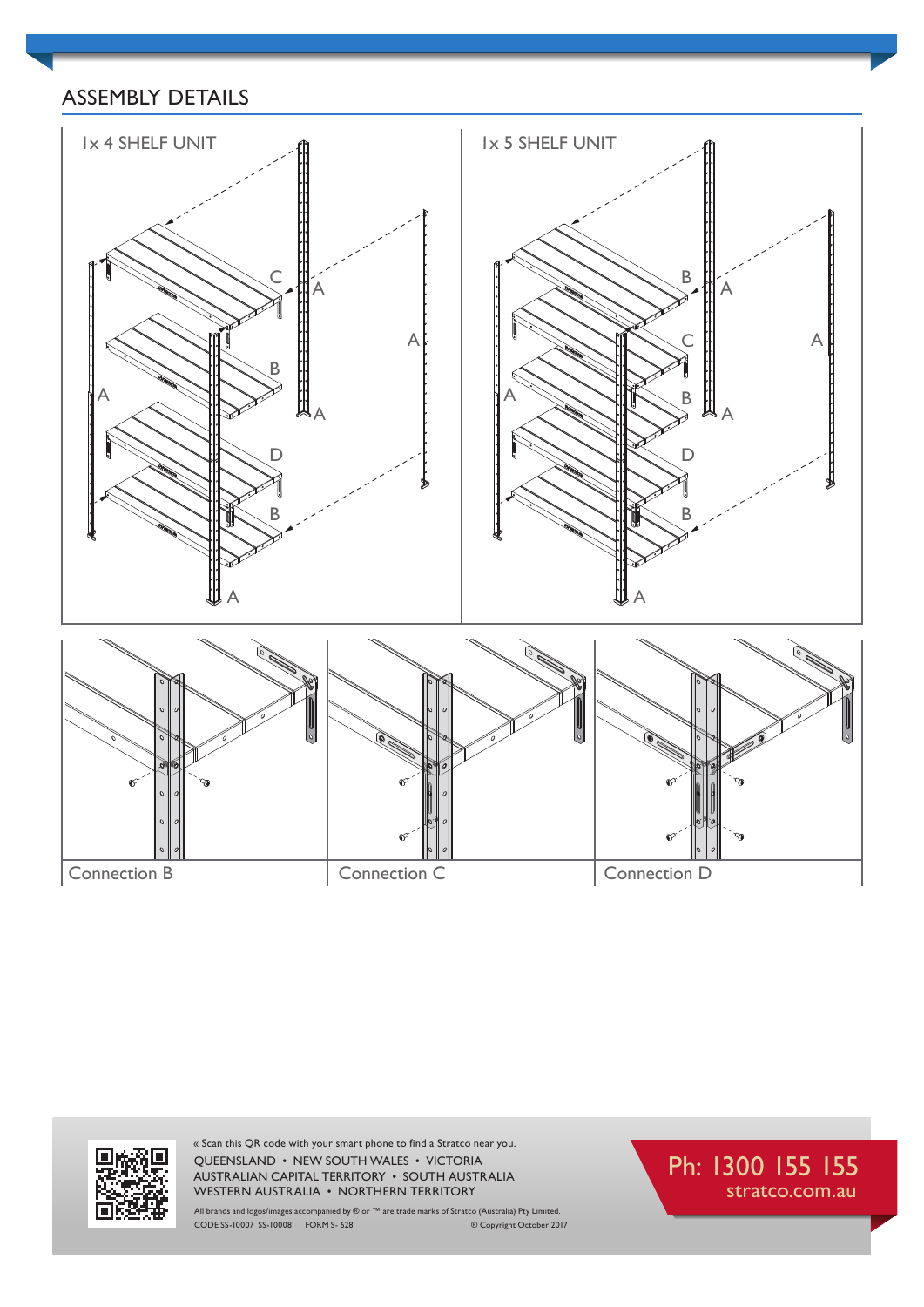## ASSEMBLY DETAILS

1x 4 SHELF UNIT

A
A
A
A
A
B
B
C
D

1x 5 SHELF UNIT

A
A
A
A
A
B
B
B
C
D

Connection B

Connection C

Connection D

« Scan this QR code with your smart phone to find a Stratco near you.

QUEENSLAND • NEW SOUTH WALES • VICTORIA
AUSTRALIAN CAPITAL TERRITORY • SOUTH AUSTRALIA
WESTERN AUSTRALIA • NORTHERN TERRITORY

All brands and logos/images accompanied by ® or ™ are trade marks of Stratco (Australia) Pty Limited.

CODE SS-10007 SS-10008 FORM S- 628 © Copyright October 2017

Ph: 1300 155 155
stratco.com.au